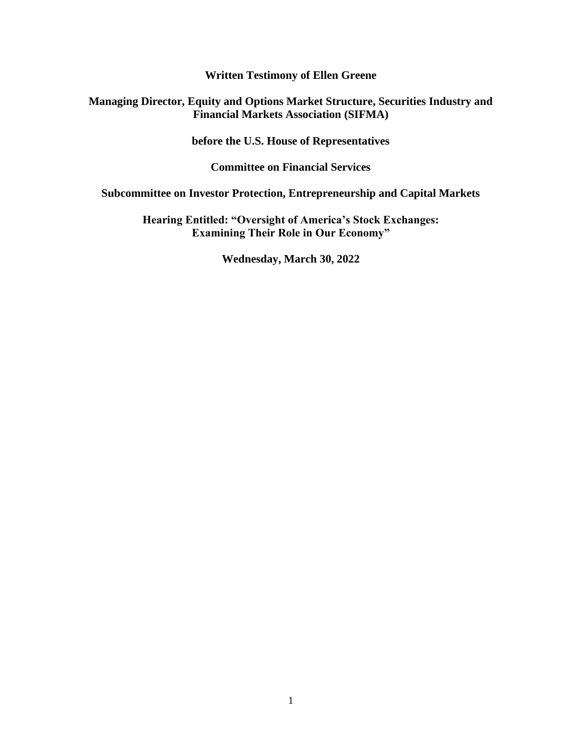**Written Testimony of Ellen Greene**

**Managing Director, Equity and Options Market Structure, Securities Industry and Financial Markets Association (SIFMA)**

**before the U.S. House of Representatives**

**Committee on Financial Services**

**Subcommittee on Investor Protection, Entrepreneurship and Capital Markets**

**Hearing Entitled: "Oversight of America's Stock Exchanges: Examining Their Role in Our Economy"**

**Wednesday, March 30, 2022**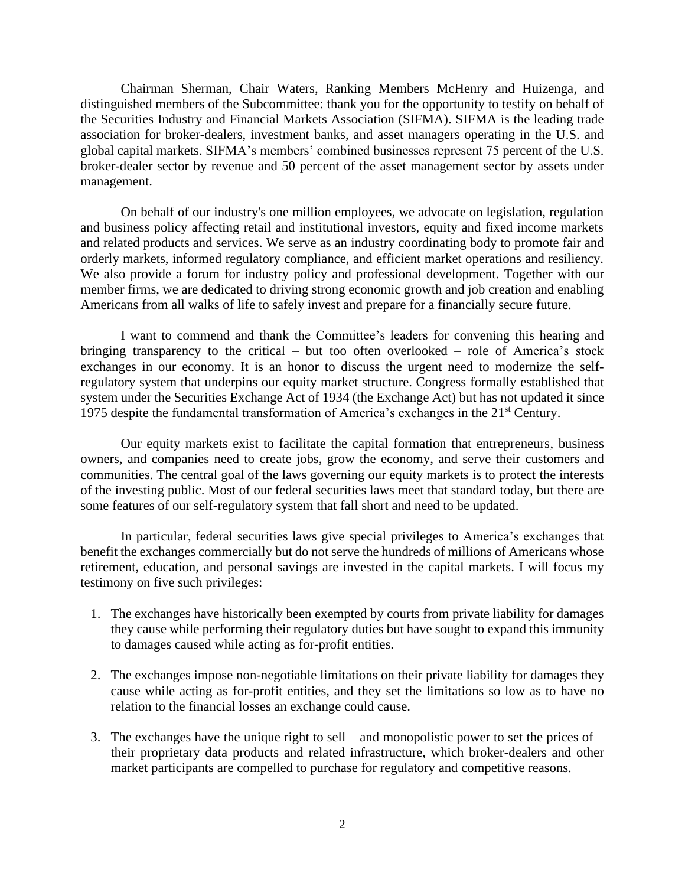Chairman Sherman, Chair Waters, Ranking Members McHenry and Huizenga, and distinguished members of the Subcommittee: thank you for the opportunity to testify on behalf of the Securities Industry and Financial Markets Association (SIFMA). SIFMA is the leading trade association for broker-dealers, investment banks, and asset managers operating in the U.S. and global capital markets. SIFMA's members' combined businesses represent 75 percent of the U.S. broker-dealer sector by revenue and 50 percent of the asset management sector by assets under management.

On behalf of our industry's one million employees, we advocate on legislation, regulation and business policy affecting retail and institutional investors, equity and fixed income markets and related products and services. We serve as an industry coordinating body to promote fair and orderly markets, informed regulatory compliance, and efficient market operations and resiliency. We also provide a forum for industry policy and professional development. Together with our member firms, we are dedicated to driving strong economic growth and job creation and enabling Americans from all walks of life to safely invest and prepare for a financially secure future.

I want to commend and thank the Committee's leaders for convening this hearing and bringing transparency to the critical – but too often overlooked – role of America's stock exchanges in our economy. It is an honor to discuss the urgent need to modernize the self-regulatory system that underpins our equity market structure. Congress formally established that system under the Securities Exchange Act of 1934 (the Exchange Act) but has not updated it since 1975 despite the fundamental transformation of America's exchanges in the 21st Century.

Our equity markets exist to facilitate the capital formation that entrepreneurs, business owners, and companies need to create jobs, grow the economy, and serve their customers and communities. The central goal of the laws governing our equity markets is to protect the interests of the investing public. Most of our federal securities laws meet that standard today, but there are some features of our self-regulatory system that fall short and need to be updated.

In particular, federal securities laws give special privileges to America's exchanges that benefit the exchanges commercially but do not serve the hundreds of millions of Americans whose retirement, education, and personal savings are invested in the capital markets. I will focus my testimony on five such privileges:

1. The exchanges have historically been exempted by courts from private liability for damages they cause while performing their regulatory duties but have sought to expand this immunity to damages caused while acting as for-profit entities.

2. The exchanges impose non-negotiable limitations on their private liability for damages they cause while acting as for-profit entities, and they set the limitations so low as to have no relation to the financial losses an exchange could cause.

3. The exchanges have the unique right to sell – and monopolistic power to set the prices of – their proprietary data products and related infrastructure, which broker-dealers and other market participants are compelled to purchase for regulatory and competitive reasons.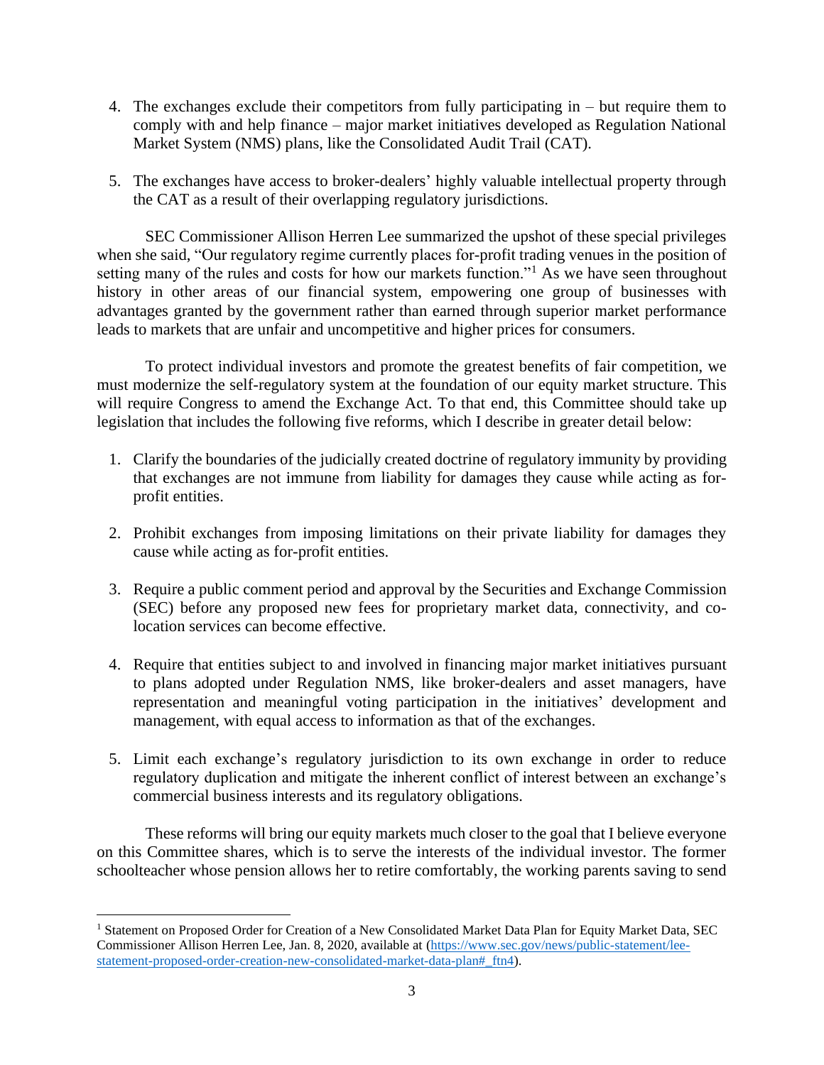4. The exchanges exclude their competitors from fully participating in – but require them to comply with and help finance – major market initiatives developed as Regulation National Market System (NMS) plans, like the Consolidated Audit Trail (CAT).

5. The exchanges have access to broker-dealers' highly valuable intellectual property through the CAT as a result of their overlapping regulatory jurisdictions.

SEC Commissioner Allison Herren Lee summarized the upshot of these special privileges when she said, "Our regulatory regime currently places for-profit trading venues in the position of setting many of the rules and costs for how our markets function."[1] As we have seen throughout history in other areas of our financial system, empowering one group of businesses with advantages granted by the government rather than earned through superior market performance leads to markets that are unfair and uncompetitive and higher prices for consumers.

To protect individual investors and promote the greatest benefits of fair competition, we must modernize the self-regulatory system at the foundation of our equity market structure. This will require Congress to amend the Exchange Act. To that end, this Committee should take up legislation that includes the following five reforms, which I describe in greater detail below:

1. Clarify the boundaries of the judicially created doctrine of regulatory immunity by providing that exchanges are not immune from liability for damages they cause while acting as for-profit entities.

2. Prohibit exchanges from imposing limitations on their private liability for damages they cause while acting as for-profit entities.

3. Require a public comment period and approval by the Securities and Exchange Commission (SEC) before any proposed new fees for proprietary market data, connectivity, and co-location services can become effective.

4. Require that entities subject to and involved in financing major market initiatives pursuant to plans adopted under Regulation NMS, like broker-dealers and asset managers, have representation and meaningful voting participation in the initiatives' development and management, with equal access to information as that of the exchanges.

5. Limit each exchange's regulatory jurisdiction to its own exchange in order to reduce regulatory duplication and mitigate the inherent conflict of interest between an exchange's commercial business interests and its regulatory obligations.

These reforms will bring our equity markets much closer to the goal that I believe everyone on this Committee shares, which is to serve the interests of the individual investor. The former schoolteacher whose pension allows her to retire comfortably, the working parents saving to send

---

[1] Statement on Proposed Order for Creation of a New Consolidated Market Data Plan for Equity Market Data, SEC Commissioner Allison Herren Lee, Jan. 8, 2020, available at (https://www.sec.gov/news/public-statement/lee-statement-proposed-order-creation-new-consolidated-market-data-plan#_ftn4).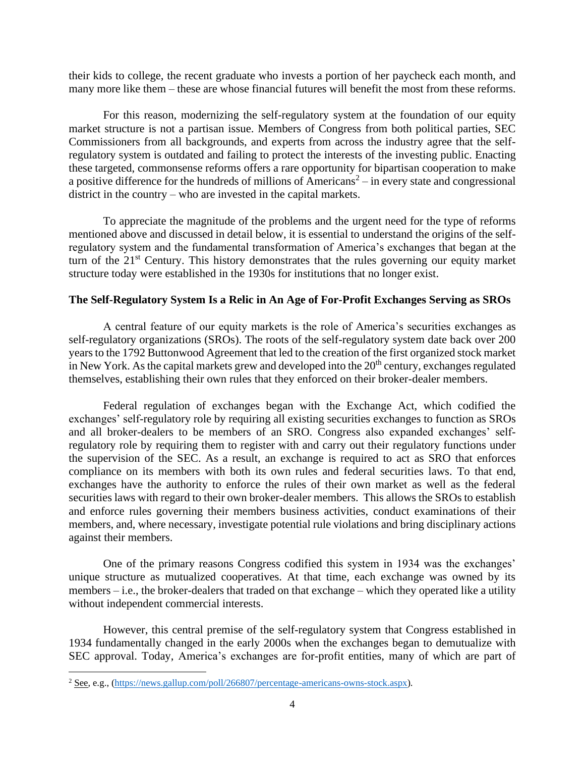their kids to college, the recent graduate who invests a portion of her paycheck each month, and many more like them – these are whose financial futures will benefit the most from these reforms.

For this reason, modernizing the self-regulatory system at the foundation of our equity market structure is not a partisan issue. Members of Congress from both political parties, SEC Commissioners from all backgrounds, and experts from across the industry agree that the self-regulatory system is outdated and failing to protect the interests of the investing public. Enacting these targeted, commonsense reforms offers a rare opportunity for bipartisan cooperation to make a positive difference for the hundreds of millions of Americans[2] – in every state and congressional district in the country – who are invested in the capital markets.

To appreciate the magnitude of the problems and the urgent need for the type of reforms mentioned above and discussed in detail below, it is essential to understand the origins of the self-regulatory system and the fundamental transformation of America's exchanges that began at the turn of the 21st Century. This history demonstrates that the rules governing our equity market structure today were established in the 1930s for institutions that no longer exist.

**The Self-Regulatory System Is a Relic in An Age of For-Profit Exchanges Serving as SROs**

A central feature of our equity markets is the role of America's securities exchanges as self-regulatory organizations (SROs). The roots of the self-regulatory system date back over 200 years to the 1792 Buttonwood Agreement that led to the creation of the first organized stock market in New York. As the capital markets grew and developed into the 20th century, exchanges regulated themselves, establishing their own rules that they enforced on their broker-dealer members.

Federal regulation of exchanges began with the Exchange Act, which codified the exchanges' self-regulatory role by requiring all existing securities exchanges to function as SROs and all broker-dealers to be members of an SRO. Congress also expanded exchanges' self-regulatory role by requiring them to register with and carry out their regulatory functions under the supervision of the SEC. As a result, an exchange is required to act as SRO that enforces compliance on its members with both its own rules and federal securities laws. To that end, exchanges have the authority to enforce the rules of their own market as well as the federal securities laws with regard to their own broker-dealer members. This allows the SROs to establish and enforce rules governing their members business activities, conduct examinations of their members, and, where necessary, investigate potential rule violations and bring disciplinary actions against their members.

One of the primary reasons Congress codified this system in 1934 was the exchanges' unique structure as mutualized cooperatives. At that time, each exchange was owned by its members – i.e., the broker-dealers that traded on that exchange – which they operated like a utility without independent commercial interests.

However, this central premise of the self-regulatory system that Congress established in 1934 fundamentally changed in the early 2000s when the exchanges began to demutualize with SEC approval. Today, America's exchanges are for-profit entities, many of which are part of

[2] See, e.g., (https://news.gallup.com/poll/266807/percentage-americans-owns-stock.aspx).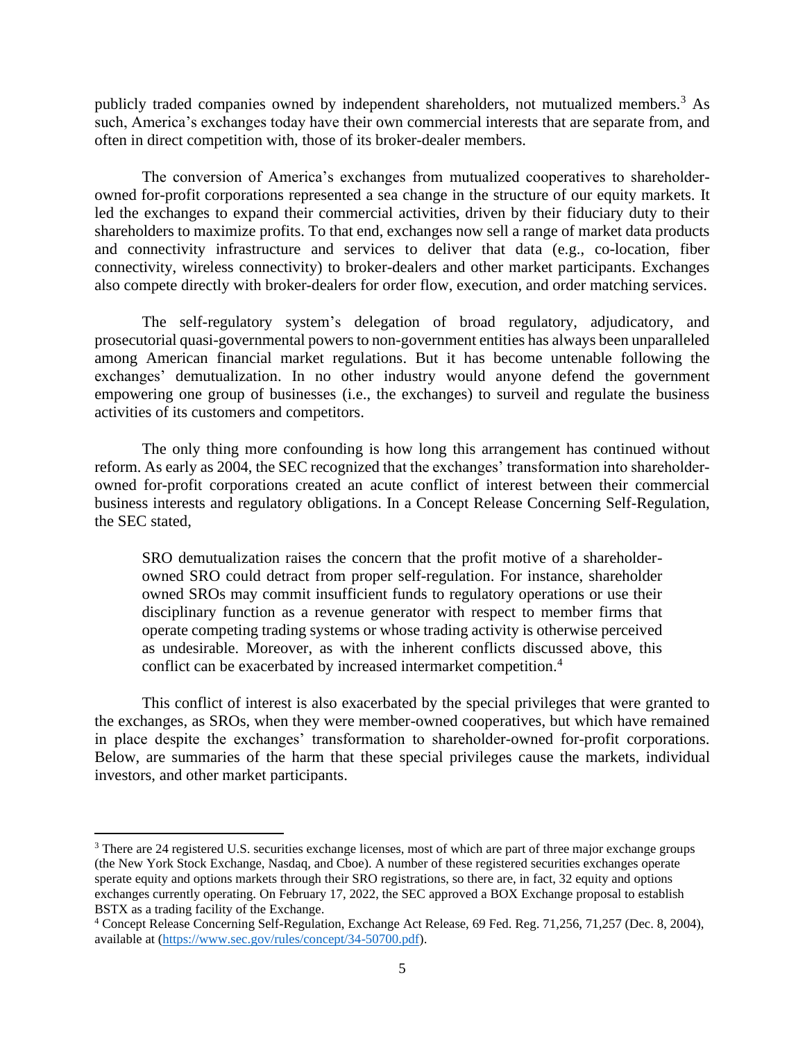publicly traded companies owned by independent shareholders, not mutualized members.[3] As such, America's exchanges today have their own commercial interests that are separate from, and often in direct competition with, those of its broker-dealer members.

The conversion of America's exchanges from mutualized cooperatives to shareholder-owned for-profit corporations represented a sea change in the structure of our equity markets. It led the exchanges to expand their commercial activities, driven by their fiduciary duty to their shareholders to maximize profits. To that end, exchanges now sell a range of market data products and connectivity infrastructure and services to deliver that data (e.g., co-location, fiber connectivity, wireless connectivity) to broker-dealers and other market participants. Exchanges also compete directly with broker-dealers for order flow, execution, and order matching services.

The self-regulatory system's delegation of broad regulatory, adjudicatory, and prosecutorial quasi-governmental powers to non-government entities has always been unparalleled among American financial market regulations. But it has become untenable following the exchanges' demutualization. In no other industry would anyone defend the government empowering one group of businesses (i.e., the exchanges) to surveil and regulate the business activities of its customers and competitors.

The only thing more confounding is how long this arrangement has continued without reform. As early as 2004, the SEC recognized that the exchanges' transformation into shareholder-owned for-profit corporations created an acute conflict of interest between their commercial business interests and regulatory obligations. In a Concept Release Concerning Self-Regulation, the SEC stated,

> SRO demutualization raises the concern that the profit motive of a shareholder-owned SRO could detract from proper self-regulation. For instance, shareholder owned SROs may commit insufficient funds to regulatory operations or use their disciplinary function as a revenue generator with respect to member firms that operate competing trading systems or whose trading activity is otherwise perceived as undesirable. Moreover, as with the inherent conflicts discussed above, this conflict can be exacerbated by increased intermarket competition.[4]

This conflict of interest is also exacerbated by the special privileges that were granted to the exchanges, as SROs, when they were member-owned cooperatives, but which have remained in place despite the exchanges' transformation to shareholder-owned for-profit corporations. Below, are summaries of the harm that these special privileges cause the markets, individual investors, and other market participants.

---

[3] There are 24 registered U.S. securities exchange licenses, most of which are part of three major exchange groups (the New York Stock Exchange, Nasdaq, and Cboe). A number of these registered securities exchanges operate sperate equity and options markets through their SRO registrations, so there are, in fact, 32 equity and options exchanges currently operating. On February 17, 2022, the SEC approved a BOX Exchange proposal to establish BSTX as a trading facility of the Exchange.

[4] Concept Release Concerning Self-Regulation, Exchange Act Release, 69 Fed. Reg. 71,256, 71,257 (Dec. 8, 2004), available at (https://www.sec.gov/rules/concept/34-50700.pdf).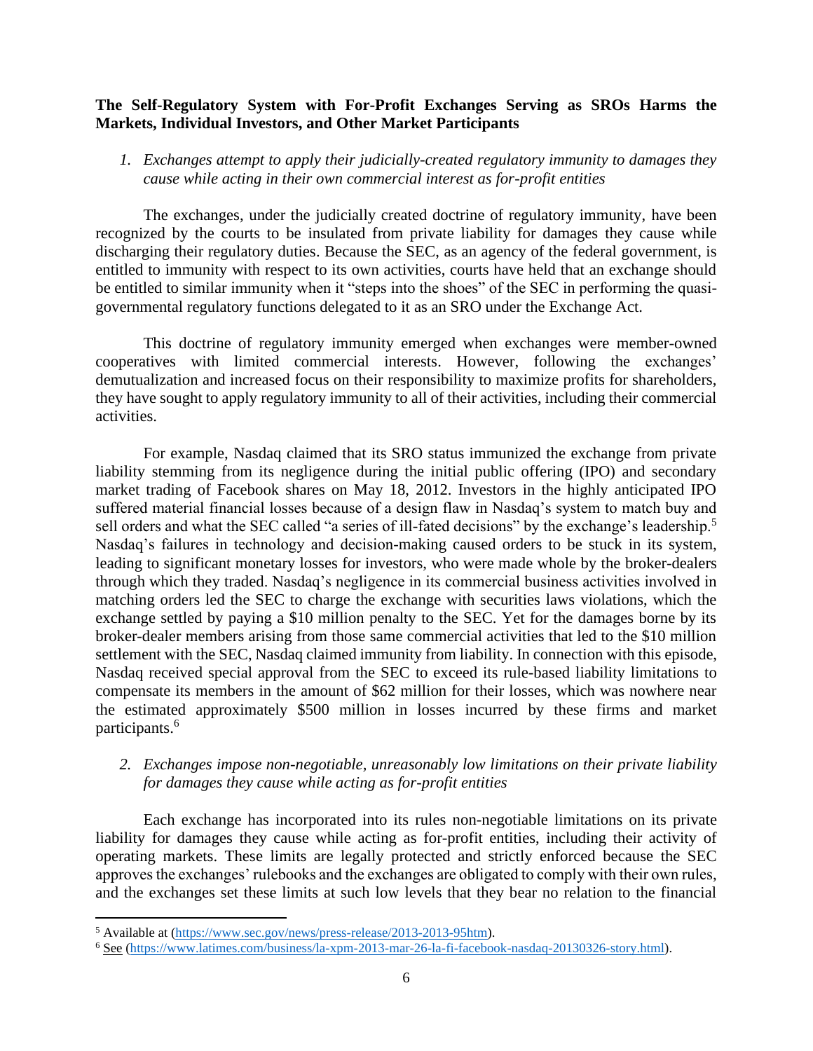**The Self-Regulatory System with For-Profit Exchanges Serving as SROs Harms the Markets, Individual Investors, and Other Market Participants**

1. *Exchanges attempt to apply their judicially-created regulatory immunity to damages they cause while acting in their own commercial interest as for-profit entities*

The exchanges, under the judicially created doctrine of regulatory immunity, have been recognized by the courts to be insulated from private liability for damages they cause while discharging their regulatory duties. Because the SEC, as an agency of the federal government, is entitled to immunity with respect to its own activities, courts have held that an exchange should be entitled to similar immunity when it "steps into the shoes" of the SEC in performing the quasi-governmental regulatory functions delegated to it as an SRO under the Exchange Act.

This doctrine of regulatory immunity emerged when exchanges were member-owned cooperatives with limited commercial interests. However, following the exchanges' demutualization and increased focus on their responsibility to maximize profits for shareholders, they have sought to apply regulatory immunity to all of their activities, including their commercial activities.

For example, Nasdaq claimed that its SRO status immunized the exchange from private liability stemming from its negligence during the initial public offering (IPO) and secondary market trading of Facebook shares on May 18, 2012. Investors in the highly anticipated IPO suffered material financial losses because of a design flaw in Nasdaq's system to match buy and sell orders and what the SEC called "a series of ill-fated decisions" by the exchange's leadership.[5] Nasdaq's failures in technology and decision-making caused orders to be stuck in its system, leading to significant monetary losses for investors, who were made whole by the broker-dealers through which they traded. Nasdaq's negligence in its commercial business activities involved in matching orders led the SEC to charge the exchange with securities laws violations, which the exchange settled by paying a $10 million penalty to the SEC. Yet for the damages borne by its broker-dealer members arising from those same commercial activities that led to the $10 million settlement with the SEC, Nasdaq claimed immunity from liability. In connection with this episode, Nasdaq received special approval from the SEC to exceed its rule-based liability limitations to compensate its members in the amount of $62 million for their losses, which was nowhere near the estimated approximately $500 million in losses incurred by these firms and market participants.[6]

2. *Exchanges impose non-negotiable, unreasonably low limitations on their private liability for damages they cause while acting as for-profit entities*

Each exchange has incorporated into its rules non-negotiable limitations on its private liability for damages they cause while acting as for-profit entities, including their activity of operating markets. These limits are legally protected and strictly enforced because the SEC approves the exchanges' rulebooks and the exchanges are obligated to comply with their own rules, and the exchanges set these limits at such low levels that they bear no relation to the financial

---

[5] Available at (https://www.sec.gov/news/press-release/2013-2013-95htm).

[6] See (https://www.latimes.com/business/la-xpm-2013-mar-26-la-fi-facebook-nasdaq-20130326-story.html).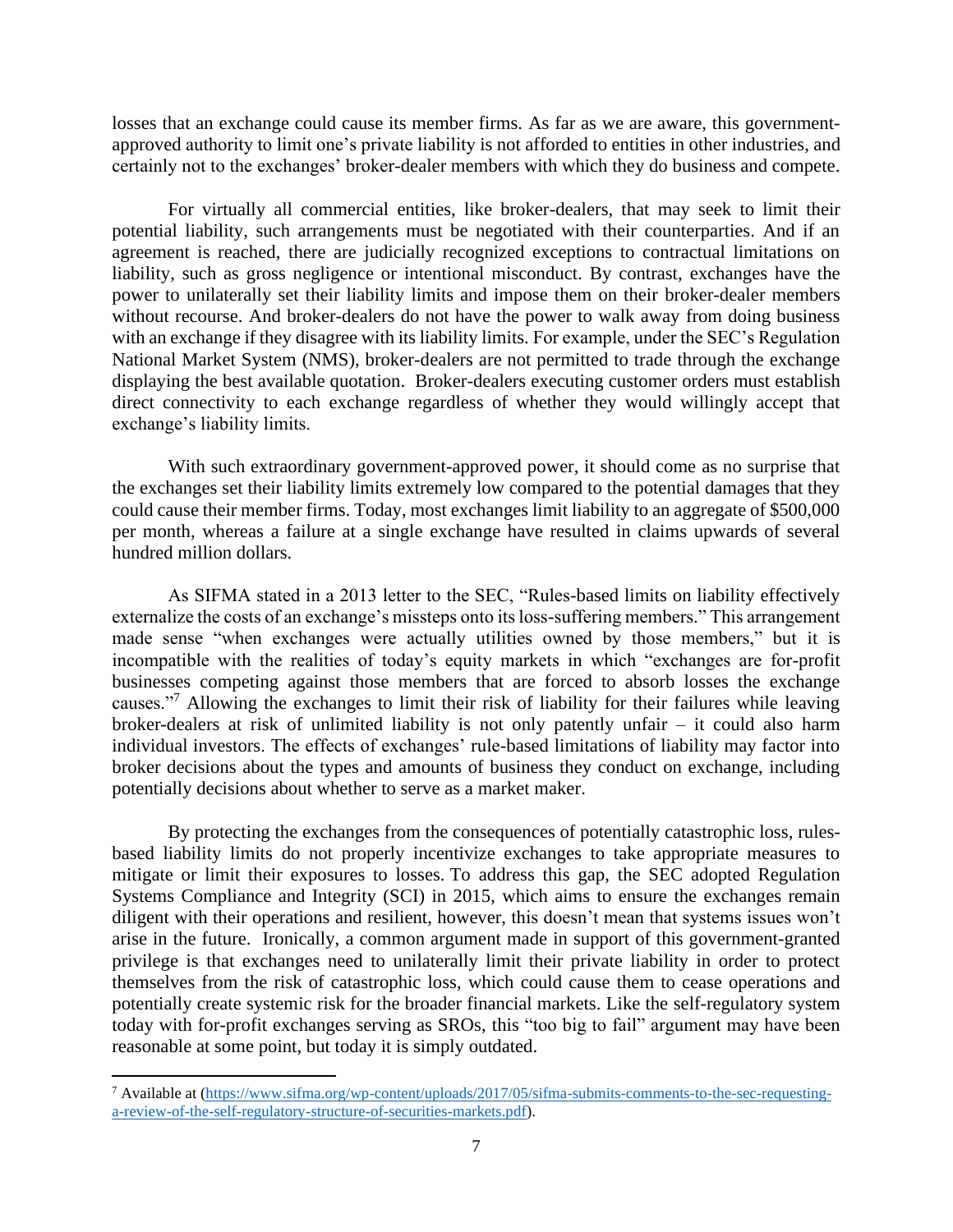losses that an exchange could cause its member firms. As far as we are aware, this government-approved authority to limit one's private liability is not afforded to entities in other industries, and certainly not to the exchanges' broker-dealer members with which they do business and compete.

For virtually all commercial entities, like broker-dealers, that may seek to limit their potential liability, such arrangements must be negotiated with their counterparties. And if an agreement is reached, there are judicially recognized exceptions to contractual limitations on liability, such as gross negligence or intentional misconduct. By contrast, exchanges have the power to unilaterally set their liability limits and impose them on their broker-dealer members without recourse. And broker-dealers do not have the power to walk away from doing business with an exchange if they disagree with its liability limits. For example, under the SEC's Regulation National Market System (NMS), broker-dealers are not permitted to trade through the exchange displaying the best available quotation. Broker-dealers executing customer orders must establish direct connectivity to each exchange regardless of whether they would willingly accept that exchange's liability limits.

With such extraordinary government-approved power, it should come as no surprise that the exchanges set their liability limits extremely low compared to the potential damages that they could cause their member firms. Today, most exchanges limit liability to an aggregate of $500,000 per month, whereas a failure at a single exchange have resulted in claims upwards of several hundred million dollars.

As SIFMA stated in a 2013 letter to the SEC, "Rules-based limits on liability effectively externalize the costs of an exchange's missteps onto its loss-suffering members." This arrangement made sense "when exchanges were actually utilities owned by those members," but it is incompatible with the realities of today's equity markets in which "exchanges are for-profit businesses competing against those members that are forced to absorb losses the exchange causes."[7] Allowing the exchanges to limit their risk of liability for their failures while leaving broker-dealers at risk of unlimited liability is not only patently unfair – it could also harm individual investors. The effects of exchanges' rule-based limitations of liability may factor into broker decisions about the types and amounts of business they conduct on exchange, including potentially decisions about whether to serve as a market maker.

By protecting the exchanges from the consequences of potentially catastrophic loss, rules-based liability limits do not properly incentivize exchanges to take appropriate measures to mitigate or limit their exposures to losses. To address this gap, the SEC adopted Regulation Systems Compliance and Integrity (SCI) in 2015, which aims to ensure the exchanges remain diligent with their operations and resilient, however, this doesn't mean that systems issues won't arise in the future. Ironically, a common argument made in support of this government-granted privilege is that exchanges need to unilaterally limit their private liability in order to protect themselves from the risk of catastrophic loss, which could cause them to cease operations and potentially create systemic risk for the broader financial markets. Like the self-regulatory system today with for-profit exchanges serving as SROs, this "too big to fail" argument may have been reasonable at some point, but today it is simply outdated.

---

[7] Available at (https://www.sifma.org/wp-content/uploads/2017/05/sifma-submits-comments-to-the-sec-requesting-a-review-of-the-self-regulatory-structure-of-securities-markets.pdf).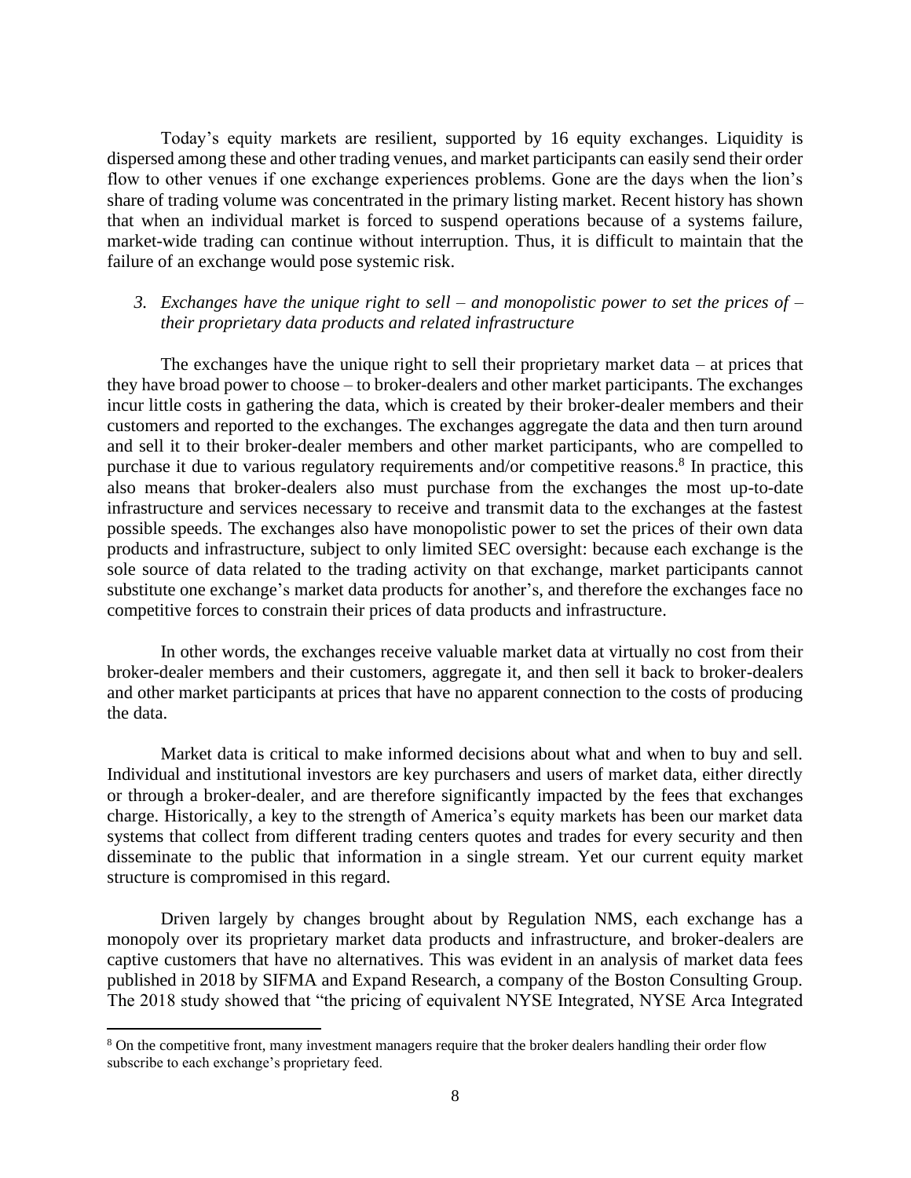Today's equity markets are resilient, supported by 16 equity exchanges. Liquidity is dispersed among these and other trading venues, and market participants can easily send their order flow to other venues if one exchange experiences problems. Gone are the days when the lion's share of trading volume was concentrated in the primary listing market. Recent history has shown that when an individual market is forced to suspend operations because of a systems failure, market-wide trading can continue without interruption. Thus, it is difficult to maintain that the failure of an exchange would pose systemic risk.

### *3. Exchanges have the unique right to sell – and monopolistic power to set the prices of – their proprietary data products and related infrastructure*

The exchanges have the unique right to sell their proprietary market data – at prices that they have broad power to choose – to broker-dealers and other market participants. The exchanges incur little costs in gathering the data, which is created by their broker-dealer members and their customers and reported to the exchanges. The exchanges aggregate the data and then turn around and sell it to their broker-dealer members and other market participants, who are compelled to purchase it due to various regulatory requirements and/or competitive reasons.[8] In practice, this also means that broker-dealers also must purchase from the exchanges the most up-to-date infrastructure and services necessary to receive and transmit data to the exchanges at the fastest possible speeds. The exchanges also have monopolistic power to set the prices of their own data products and infrastructure, subject to only limited SEC oversight: because each exchange is the sole source of data related to the trading activity on that exchange, market participants cannot substitute one exchange's market data products for another's, and therefore the exchanges face no competitive forces to constrain their prices of data products and infrastructure.

In other words, the exchanges receive valuable market data at virtually no cost from their broker-dealer members and their customers, aggregate it, and then sell it back to broker-dealers and other market participants at prices that have no apparent connection to the costs of producing the data.

Market data is critical to make informed decisions about what and when to buy and sell. Individual and institutional investors are key purchasers and users of market data, either directly or through a broker-dealer, and are therefore significantly impacted by the fees that exchanges charge. Historically, a key to the strength of America's equity markets has been our market data systems that collect from different trading centers quotes and trades for every security and then disseminate to the public that information in a single stream. Yet our current equity market structure is compromised in this regard.

Driven largely by changes brought about by Regulation NMS, each exchange has a monopoly over its proprietary market data products and infrastructure, and broker-dealers are captive customers that have no alternatives. This was evident in an analysis of market data fees published in 2018 by SIFMA and Expand Research, a company of the Boston Consulting Group. The 2018 study showed that "the pricing of equivalent NYSE Integrated, NYSE Arca Integrated

---

[8] On the competitive front, many investment managers require that the broker dealers handling their order flow subscribe to each exchange's proprietary feed.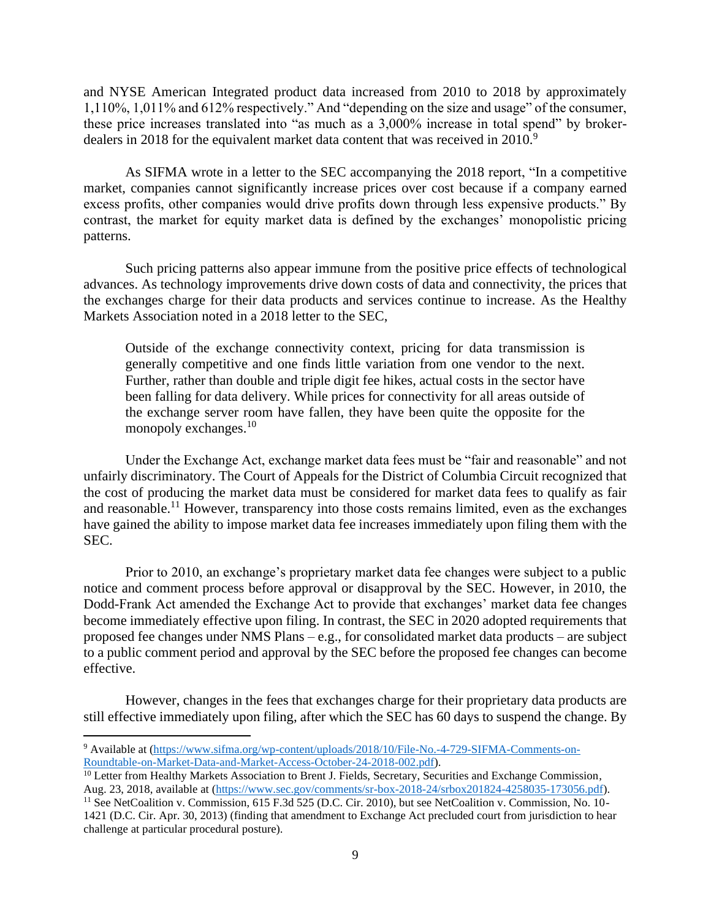and NYSE American Integrated product data increased from 2010 to 2018 by approximately 1,110%, 1,011% and 612% respectively." And "depending on the size and usage" of the consumer, these price increases translated into "as much as a 3,000% increase in total spend" by broker-dealers in 2018 for the equivalent market data content that was received in 2010.[9]

As SIFMA wrote in a letter to the SEC accompanying the 2018 report, "In a competitive market, companies cannot significantly increase prices over cost because if a company earned excess profits, other companies would drive profits down through less expensive products." By contrast, the market for equity market data is defined by the exchanges' monopolistic pricing patterns.

Such pricing patterns also appear immune from the positive price effects of technological advances. As technology improvements drive down costs of data and connectivity, the prices that the exchanges charge for their data products and services continue to increase. As the Healthy Markets Association noted in a 2018 letter to the SEC,

> Outside of the exchange connectivity context, pricing for data transmission is generally competitive and one finds little variation from one vendor to the next. Further, rather than double and triple digit fee hikes, actual costs in the sector have been falling for data delivery. While prices for connectivity for all areas outside of the exchange server room have fallen, they have been quite the opposite for the monopoly exchanges.[10]

Under the Exchange Act, exchange market data fees must be "fair and reasonable" and not unfairly discriminatory. The Court of Appeals for the District of Columbia Circuit recognized that the cost of producing the market data must be considered for market data fees to qualify as fair and reasonable.[11] However, transparency into those costs remains limited, even as the exchanges have gained the ability to impose market data fee increases immediately upon filing them with the SEC.

Prior to 2010, an exchange's proprietary market data fee changes were subject to a public notice and comment process before approval or disapproval by the SEC. However, in 2010, the Dodd-Frank Act amended the Exchange Act to provide that exchanges' market data fee changes become immediately effective upon filing. In contrast, the SEC in 2020 adopted requirements that proposed fee changes under NMS Plans – e.g., for consolidated market data products – are subject to a public comment period and approval by the SEC before the proposed fee changes can become effective.

However, changes in the fees that exchanges charge for their proprietary data products are still effective immediately upon filing, after which the SEC has 60 days to suspend the change. By

---

[9] Available at (https://www.sifma.org/wp-content/uploads/2018/10/File-No.-4-729-SIFMA-Comments-on-Roundtable-on-Market-Data-and-Market-Access-October-24-2018-002.pdf).

[10] Letter from Healthy Markets Association to Brent J. Fields, Secretary, Securities and Exchange Commission, Aug. 23, 2018, available at (https://www.sec.gov/comments/sr-box-2018-24/srbox201824-4258035-173056.pdf).

[11] See NetCoalition v. Commission, 615 F.3d 525 (D.C. Cir. 2010), but see NetCoalition v. Commission, No. 10-1421 (D.C. Cir. Apr. 30, 2013) (finding that amendment to Exchange Act precluded court from jurisdiction to hear challenge at particular procedural posture).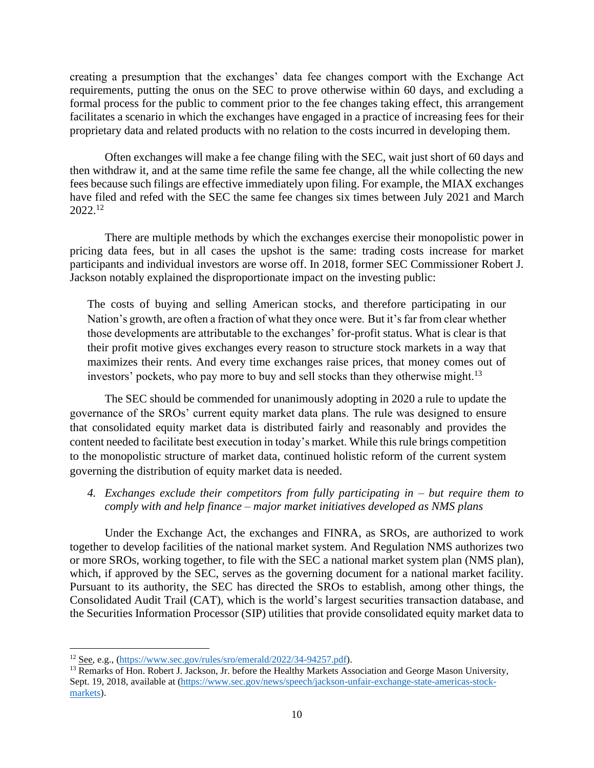creating a presumption that the exchanges' data fee changes comport with the Exchange Act requirements, putting the onus on the SEC to prove otherwise within 60 days, and excluding a formal process for the public to comment prior to the fee changes taking effect, this arrangement facilitates a scenario in which the exchanges have engaged in a practice of increasing fees for their proprietary data and related products with no relation to the costs incurred in developing them.

Often exchanges will make a fee change filing with the SEC, wait just short of 60 days and then withdraw it, and at the same time refile the same fee change, all the while collecting the new fees because such filings are effective immediately upon filing. For example, the MIAX exchanges have filed and refed with the SEC the same fee changes six times between July 2021 and March 2022.[12]

There are multiple methods by which the exchanges exercise their monopolistic power in pricing data fees, but in all cases the upshot is the same: trading costs increase for market participants and individual investors are worse off. In 2018, former SEC Commissioner Robert J. Jackson notably explained the disproportionate impact on the investing public:

> The costs of buying and selling American stocks, and therefore participating in our Nation's growth, are often a fraction of what they once were. But it's far from clear whether those developments are attributable to the exchanges' for-profit status. What is clear is that their profit motive gives exchanges every reason to structure stock markets in a way that maximizes their rents. And every time exchanges raise prices, that money comes out of investors' pockets, who pay more to buy and sell stocks than they otherwise might.[13]

The SEC should be commended for unanimously adopting in 2020 a rule to update the governance of the SROs' current equity market data plans. The rule was designed to ensure that consolidated equity market data is distributed fairly and reasonably and provides the content needed to facilitate best execution in today's market. While this rule brings competition to the monopolistic structure of market data, continued holistic reform of the current system governing the distribution of equity market data is needed.

*4. Exchanges exclude their competitors from fully participating in – but require them to comply with and help finance – major market initiatives developed as NMS plans*

Under the Exchange Act, the exchanges and FINRA, as SROs, are authorized to work together to develop facilities of the national market system. And Regulation NMS authorizes two or more SROs, working together, to file with the SEC a national market system plan (NMS plan), which, if approved by the SEC, serves as the governing document for a national market facility. Pursuant to its authority, the SEC has directed the SROs to establish, among other things, the Consolidated Audit Trail (CAT), which is the world's largest securities transaction database, and the Securities Information Processor (SIP) utilities that provide consolidated equity market data to

---

[12] See, e.g., (https://www.sec.gov/rules/sro/emerald/2022/34-94257.pdf).

[13] Remarks of Hon. Robert J. Jackson, Jr. before the Healthy Markets Association and George Mason University, Sept. 19, 2018, available at (https://www.sec.gov/news/speech/jackson-unfair-exchange-state-americas-stock-markets).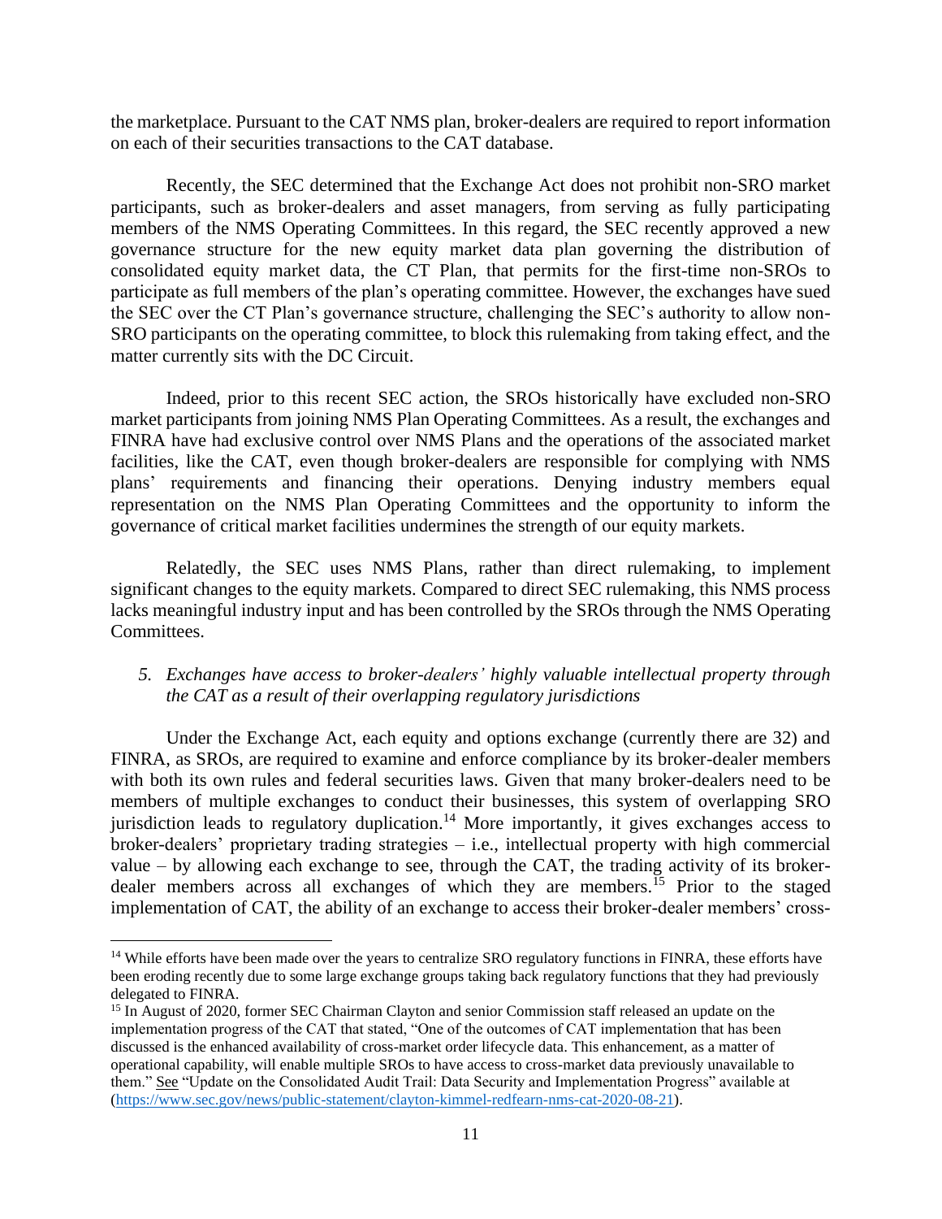the marketplace. Pursuant to the CAT NMS plan, broker-dealers are required to report information on each of their securities transactions to the CAT database.

Recently, the SEC determined that the Exchange Act does not prohibit non-SRO market participants, such as broker-dealers and asset managers, from serving as fully participating members of the NMS Operating Committees. In this regard, the SEC recently approved a new governance structure for the new equity market data plan governing the distribution of consolidated equity market data, the CT Plan, that permits for the first-time non-SROs to participate as full members of the plan's operating committee. However, the exchanges have sued the SEC over the CT Plan's governance structure, challenging the SEC's authority to allow non-SRO participants on the operating committee, to block this rulemaking from taking effect, and the matter currently sits with the DC Circuit.

Indeed, prior to this recent SEC action, the SROs historically have excluded non-SRO market participants from joining NMS Plan Operating Committees. As a result, the exchanges and FINRA have had exclusive control over NMS Plans and the operations of the associated market facilities, like the CAT, even though broker-dealers are responsible for complying with NMS plans' requirements and financing their operations. Denying industry members equal representation on the NMS Plan Operating Committees and the opportunity to inform the governance of critical market facilities undermines the strength of our equity markets.

Relatedly, the SEC uses NMS Plans, rather than direct rulemaking, to implement significant changes to the equity markets. Compared to direct SEC rulemaking, this NMS process lacks meaningful industry input and has been controlled by the SROs through the NMS Operating Committees.

*5. Exchanges have access to broker-dealers' highly valuable intellectual property through the CAT as a result of their overlapping regulatory jurisdictions*

Under the Exchange Act, each equity and options exchange (currently there are 32) and FINRA, as SROs, are required to examine and enforce compliance by its broker-dealer members with both its own rules and federal securities laws. Given that many broker-dealers need to be members of multiple exchanges to conduct their businesses, this system of overlapping SRO jurisdiction leads to regulatory duplication.[14] More importantly, it gives exchanges access to broker-dealers' proprietary trading strategies – i.e., intellectual property with high commercial value – by allowing each exchange to see, through the CAT, the trading activity of its broker-dealer members across all exchanges of which they are members.[15] Prior to the staged implementation of CAT, the ability of an exchange to access their broker-dealer members' cross-

---

[14] While efforts have been made over the years to centralize SRO regulatory functions in FINRA, these efforts have been eroding recently due to some large exchange groups taking back regulatory functions that they had previously delegated to FINRA.

[15] In August of 2020, former SEC Chairman Clayton and senior Commission staff released an update on the implementation progress of the CAT that stated, "One of the outcomes of CAT implementation that has been discussed is the enhanced availability of cross-market order lifecycle data. This enhancement, as a matter of operational capability, will enable multiple SROs to have access to cross-market data previously unavailable to them." See "Update on the Consolidated Audit Trail: Data Security and Implementation Progress" available at (https://www.sec.gov/news/public-statement/clayton-kimmel-redfearn-nms-cat-2020-08-21).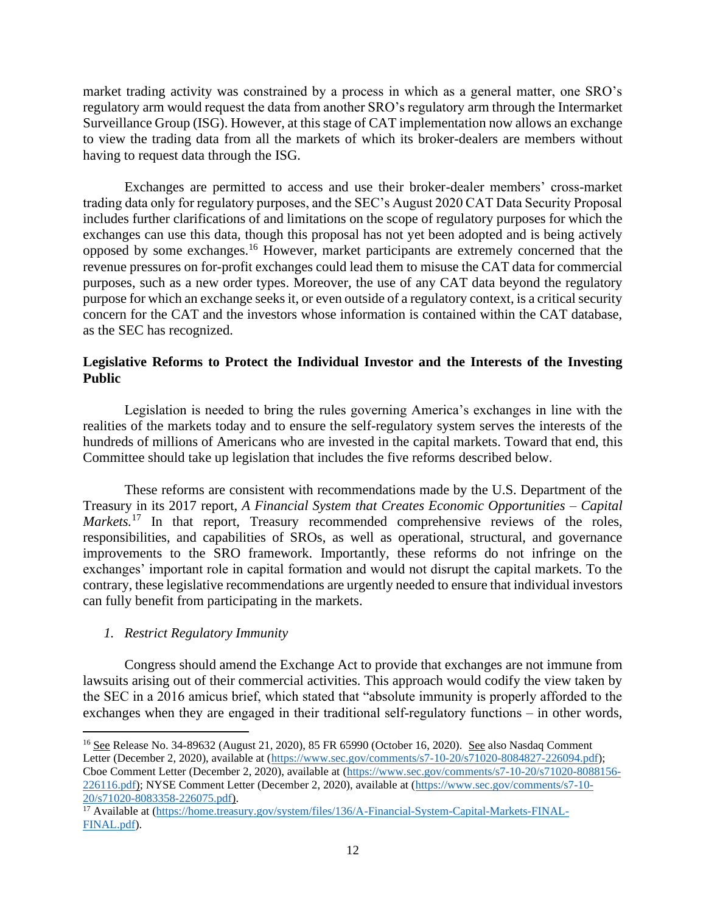market trading activity was constrained by a process in which as a general matter, one SRO's regulatory arm would request the data from another SRO's regulatory arm through the Intermarket Surveillance Group (ISG). However, at this stage of CAT implementation now allows an exchange to view the trading data from all the markets of which its broker-dealers are members without having to request data through the ISG.

Exchanges are permitted to access and use their broker-dealer members' cross-market trading data only for regulatory purposes, and the SEC's August 2020 CAT Data Security Proposal includes further clarifications of and limitations on the scope of regulatory purposes for which the exchanges can use this data, though this proposal has not yet been adopted and is being actively opposed by some exchanges.[16] However, market participants are extremely concerned that the revenue pressures on for-profit exchanges could lead them to misuse the CAT data for commercial purposes, such as a new order types. Moreover, the use of any CAT data beyond the regulatory purpose for which an exchange seeks it, or even outside of a regulatory context, is a critical security concern for the CAT and the investors whose information is contained within the CAT database, as the SEC has recognized.

**Legislative Reforms to Protect the Individual Investor and the Interests of the Investing Public**

Legislation is needed to bring the rules governing America's exchanges in line with the realities of the markets today and to ensure the self-regulatory system serves the interests of the hundreds of millions of Americans who are invested in the capital markets. Toward that end, this Committee should take up legislation that includes the five reforms described below.

These reforms are consistent with recommendations made by the U.S. Department of the Treasury in its 2017 report, *A Financial System that Creates Economic Opportunities – Capital Markets.*[17] In that report, Treasury recommended comprehensive reviews of the roles, responsibilities, and capabilities of SROs, as well as operational, structural, and governance improvements to the SRO framework. Importantly, these reforms do not infringe on the exchanges' important role in capital formation and would not disrupt the capital markets. To the contrary, these legislative recommendations are urgently needed to ensure that individual investors can fully benefit from participating in the markets.

*1. Restrict Regulatory Immunity*

Congress should amend the Exchange Act to provide that exchanges are not immune from lawsuits arising out of their commercial activities. This approach would codify the view taken by the SEC in a 2016 amicus brief, which stated that "absolute immunity is properly afforded to the exchanges when they are engaged in their traditional self-regulatory functions – in other words,

---

[16] See Release No. 34-89632 (August 21, 2020), 85 FR 65990 (October 16, 2020). See also Nasdaq Comment Letter (December 2, 2020), available at (https://www.sec.gov/comments/s7-10-20/s71020-8084827-226094.pdf); Cboe Comment Letter (December 2, 2020), available at (https://www.sec.gov/comments/s7-10-20/s71020-8088156-226116.pdf); NYSE Comment Letter (December 2, 2020), available at (https://www.sec.gov/comments/s7-10-20/s71020-8083358-226075.pdf).

[17] Available at (https://home.treasury.gov/system/files/136/A-Financial-System-Capital-Markets-FINAL-FINAL.pdf).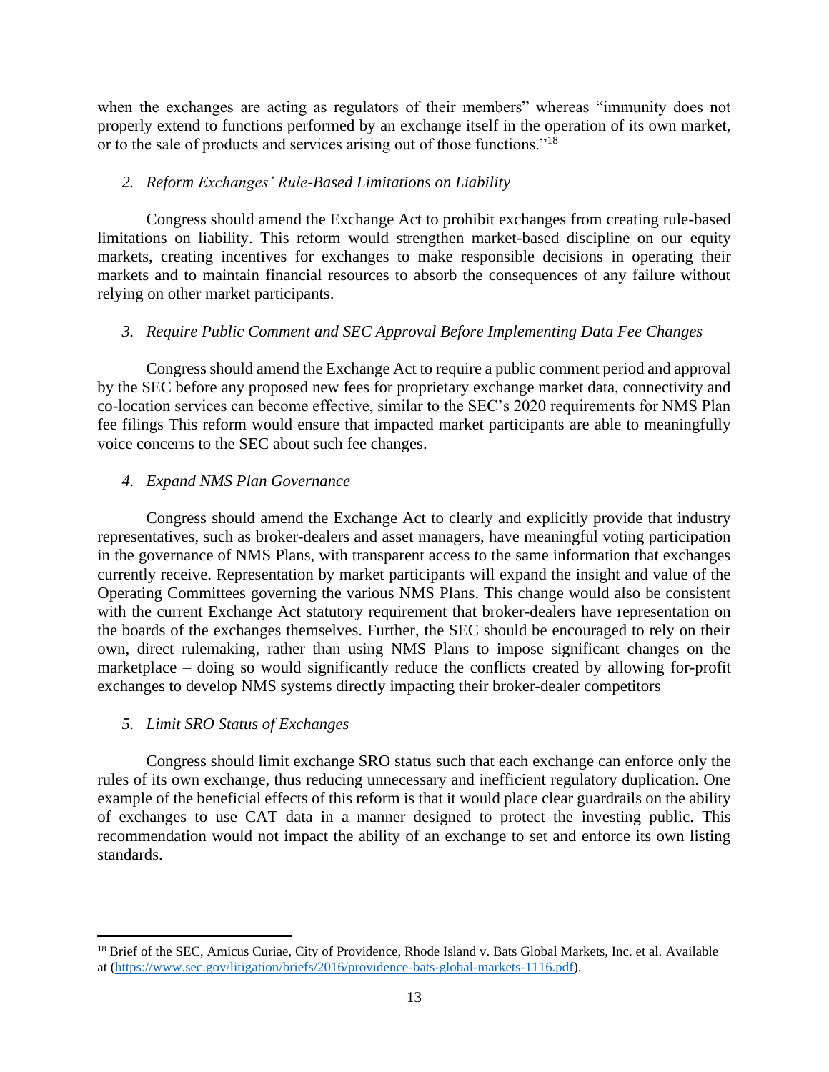when the exchanges are acting as regulators of their members" whereas "immunity does not properly extend to functions performed by an exchange itself in the operation of its own market, or to the sale of products and services arising out of those functions."[18]

*2. Reform Exchanges' Rule-Based Limitations on Liability*

Congress should amend the Exchange Act to prohibit exchanges from creating rule-based limitations on liability. This reform would strengthen market-based discipline on our equity markets, creating incentives for exchanges to make responsible decisions in operating their markets and to maintain financial resources to absorb the consequences of any failure without relying on other market participants.

*3. Require Public Comment and SEC Approval Before Implementing Data Fee Changes*

Congress should amend the Exchange Act to require a public comment period and approval by the SEC before any proposed new fees for proprietary exchange market data, connectivity and co-location services can become effective, similar to the SEC's 2020 requirements for NMS Plan fee filings This reform would ensure that impacted market participants are able to meaningfully voice concerns to the SEC about such fee changes.

*4. Expand NMS Plan Governance*

Congress should amend the Exchange Act to clearly and explicitly provide that industry representatives, such as broker-dealers and asset managers, have meaningful voting participation in the governance of NMS Plans, with transparent access to the same information that exchanges currently receive. Representation by market participants will expand the insight and value of the Operating Committees governing the various NMS Plans. This change would also be consistent with the current Exchange Act statutory requirement that broker-dealers have representation on the boards of the exchanges themselves. Further, the SEC should be encouraged to rely on their own, direct rulemaking, rather than using NMS Plans to impose significant changes on the marketplace – doing so would significantly reduce the conflicts created by allowing for-profit exchanges to develop NMS systems directly impacting their broker-dealer competitors

*5. Limit SRO Status of Exchanges*

Congress should limit exchange SRO status such that each exchange can enforce only the rules of its own exchange, thus reducing unnecessary and inefficient regulatory duplication. One example of the beneficial effects of this reform is that it would place clear guardrails on the ability of exchanges to use CAT data in a manner designed to protect the investing public. This recommendation would not impact the ability of an exchange to set and enforce its own listing standards.

---

[18] Brief of the SEC, Amicus Curiae, City of Providence, Rhode Island v. Bats Global Markets, Inc. et al. Available at (https://www.sec.gov/litigation/briefs/2016/providence-bats-global-markets-1116.pdf).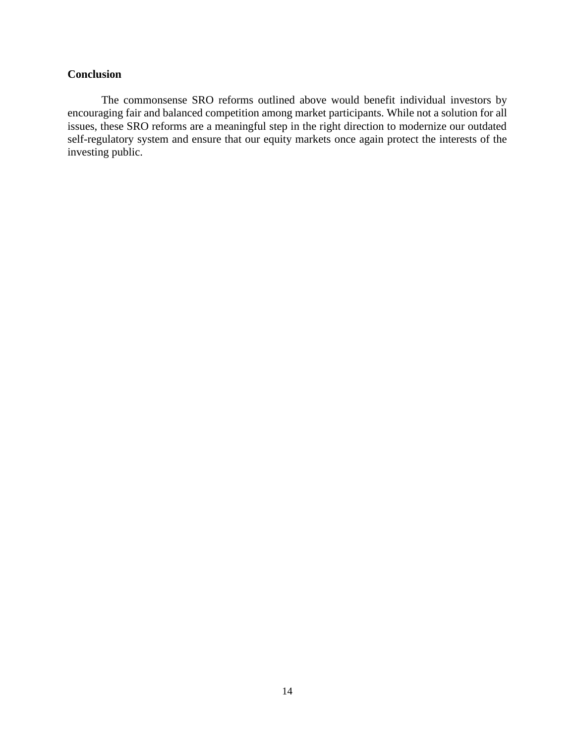**Conclusion**

The commonsense SRO reforms outlined above would benefit individual investors by encouraging fair and balanced competition among market participants. While not a solution for all issues, these SRO reforms are a meaningful step in the right direction to modernize our outdated self-regulatory system and ensure that our equity markets once again protect the interests of the investing public.